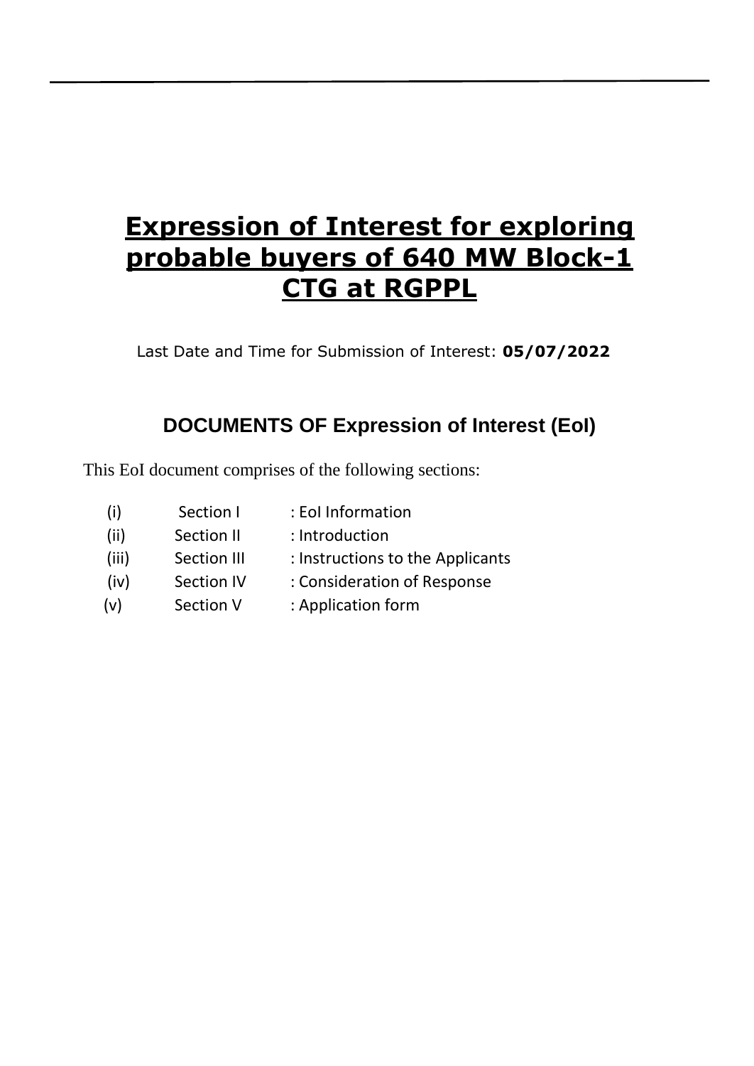# Expression of Interest for exploring probable buyers of 640 MW Block-1 CTG at RGPPL

Last Date and Time for Submission of Interest: **05/07/2022**

## DOCUMENTS OF Expression of Interest (EoI)

This EoI document comprises of the following sections:

| | | |
|---|---|---|
| (i) | Section I | : EoI Information |
| (ii) | Section II | : Introduction |
| (iii) | Section III | : Instructions to the Applicants |
| (iv) | Section IV | : Consideration of Response |
| (v) | Section V | : Application form |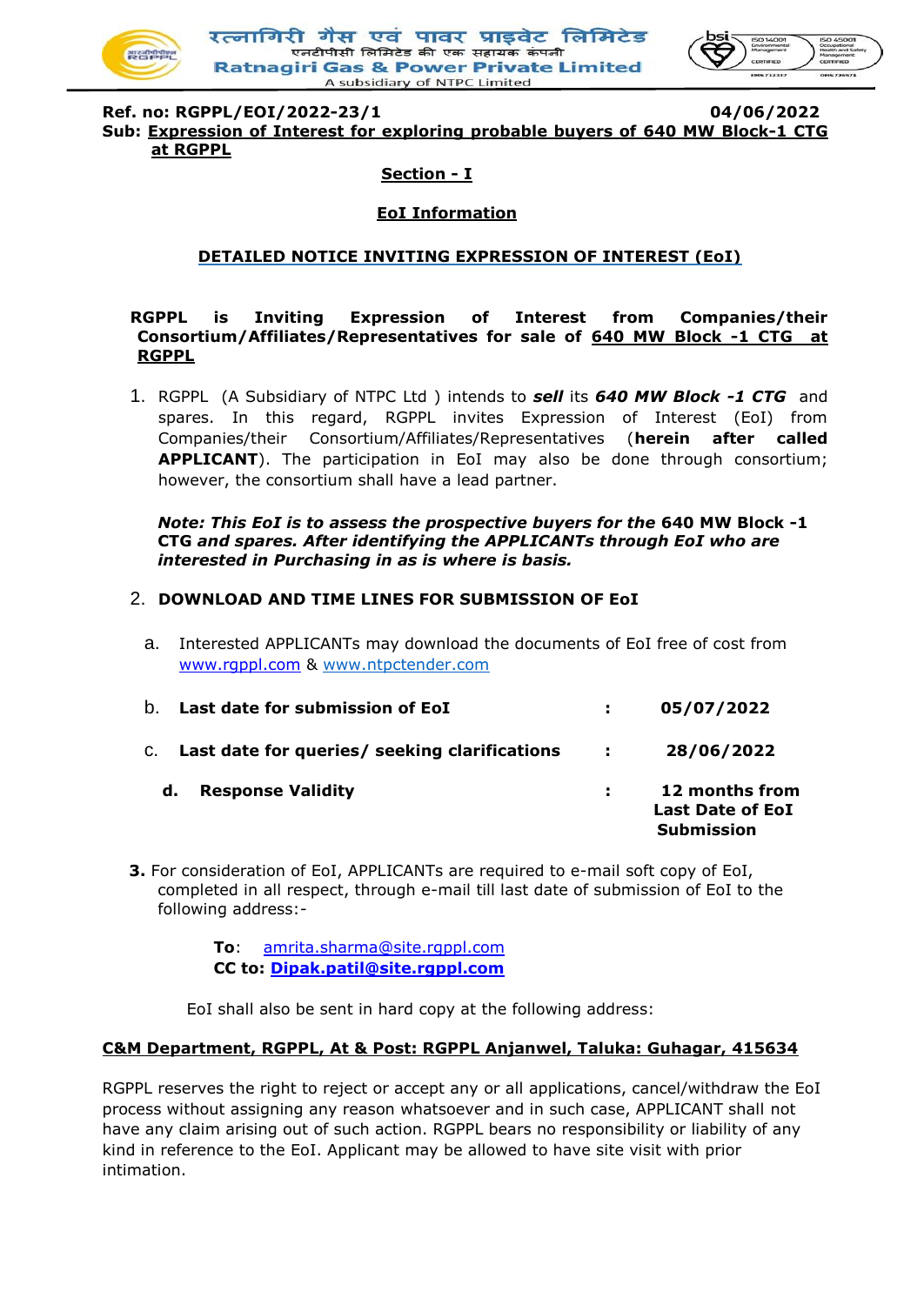**Ref. no: RGPPL/EOI/2022-23/1** **04/06/2022**

**Sub: Expression of Interest for exploring probable buyers of 640 MW Block-1 CTG at RGPPL**

## Section - I

## EoI Information

### DETAILED NOTICE INVITING EXPRESSION OF INTEREST (EoI)

**RGPPL is Inviting Expression of Interest from Companies/their Consortium/Affiliates/Representatives for sale of 640 MW Block -1 CTG at RGPPL**

1. RGPPL (A Subsidiary of NTPC Ltd ) intends to ***sell*** its ***640 MW Block -1 CTG*** and spares. In this regard, RGPPL invites Expression of Interest (EoI) from Companies/their Consortium/Affiliates/Representatives (**herein after called APPLICANT**). The participation in EoI may also be done through consortium; however, the consortium shall have a lead partner.

   ***Note: This EoI is to assess the prospective buyers for the* 640 MW Block -1 CTG *and spares. After identifying the APPLICANTs through EoI who are interested in Purchasing in as is where is basis.***

2. **DOWNLOAD AND TIME LINES FOR SUBMISSION OF EoI**

   a. Interested APPLICANTs may download the documents of EoI free of cost from www.rgppl.com & www.ntpctender.com

   b. **Last date for submission of EoI** : **05/07/2022**

   c. **Last date for queries/ seeking clarifications** : **28/06/2022**

   d. **Response Validity** : **12 months from Last Date of EoI Submission**

3. For consideration of EoI, APPLICANTs are required to e-mail soft copy of EoI, completed in all respect, through e-mail till last date of submission of EoI to the following address:-

   **To**: amrita.sharma@site.rgppl.com
   **CC to: Dipak.patil@site.rgppl.com**

   EoI shall also be sent in hard copy at the following address:

**C&M Department, RGPPL, At & Post: RGPPL Anjanwel, Taluka: Guhagar, 415634**

RGPPL reserves the right to reject or accept any or all applications, cancel/withdraw the EoI process without assigning any reason whatsoever and in such case, APPLICANT shall not have any claim arising out of such action. RGPPL bears no responsibility or liability of any kind in reference to the EoI. Applicant may be allowed to have site visit with prior intimation.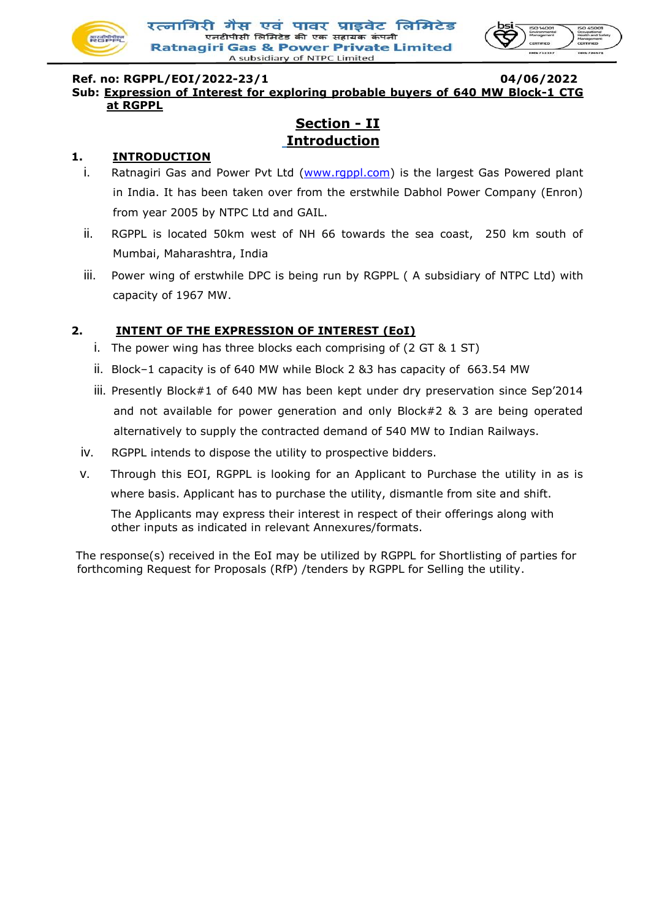**Ref. no: RGPPL/EOI/2022-23/1** **04/06/2022**

**Sub: Expression of Interest for exploring probable buyers of 640 MW Block-1 CTG at RGPPL**

# Section - II
# Introduction

## 1. INTRODUCTION

i. Ratnagiri Gas and Power Pvt Ltd (www.rgppl.com) is the largest Gas Powered plant in India. It has been taken over from the erstwhile Dabhol Power Company (Enron) from year 2005 by NTPC Ltd and GAIL.

ii. RGPPL is located 50km west of NH 66 towards the sea coast, 250 km south of Mumbai, Maharashtra, India

iii. Power wing of erstwhile DPC is being run by RGPPL ( A subsidiary of NTPC Ltd) with capacity of 1967 MW.

## 2. INTENT OF THE EXPRESSION OF INTEREST (EoI)

i. The power wing has three blocks each comprising of (2 GT & 1 ST)

ii. Block–1 capacity is of 640 MW while Block 2 &3 has capacity of 663.54 MW

iii. Presently Block#1 of 640 MW has been kept under dry preservation since Sep'2014 and not available for power generation and only Block#2 & 3 are being operated alternatively to supply the contracted demand of 540 MW to Indian Railways.

iv. RGPPL intends to dispose the utility to prospective bidders.

v. Through this EOI, RGPPL is looking for an Applicant to Purchase the utility in as is where basis. Applicant has to purchase the utility, dismantle from site and shift.

The Applicants may express their interest in respect of their offerings along with other inputs as indicated in relevant Annexures/formats.

The response(s) received in the EoI may be utilized by RGPPL for Shortlisting of parties for forthcoming Request for Proposals (RfP) /tenders by RGPPL for Selling the utility.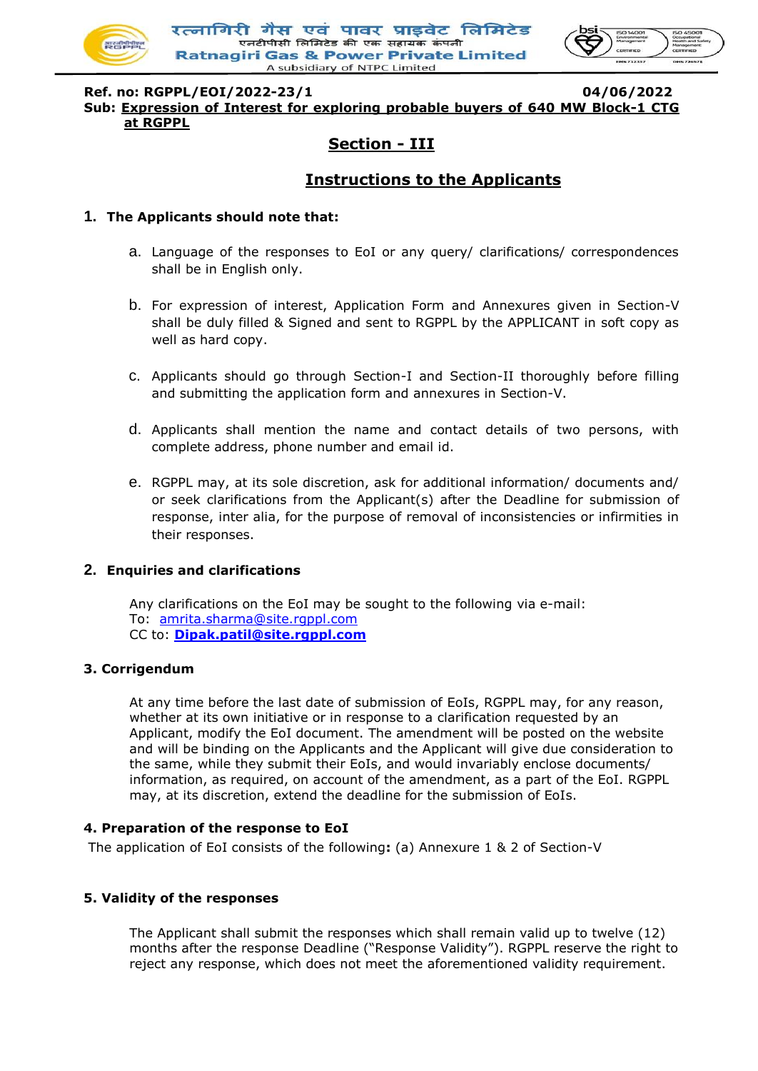**Ref. no: RGPPL/EOI/2022-23/1** **04/06/2022**

**Sub: Expression of Interest for exploring probable buyers of 640 MW Block-1 CTG at RGPPL**

## Section - III

## Instructions to the Applicants

### 1. The Applicants should note that:

a. Language of the responses to EoI or any query/ clarifications/ correspondences shall be in English only.

b. For expression of interest, Application Form and Annexures given in Section-V shall be duly filled & Signed and sent to RGPPL by the APPLICANT in soft copy as well as hard copy.

c. Applicants should go through Section-I and Section-II thoroughly before filling and submitting the application form and annexures in Section-V.

d. Applicants shall mention the name and contact details of two persons, with complete address, phone number and email id.

e. RGPPL may, at its sole discretion, ask for additional information/ documents and/ or seek clarifications from the Applicant(s) after the Deadline for submission of response, inter alia, for the purpose of removal of inconsistencies or infirmities in their responses.

### 2. Enquiries and clarifications

Any clarifications on the EoI may be sought to the following via e-mail:
To: amrita.sharma@site.rgppl.com
CC to: **Dipak.patil@site.rgppl.com**

### 3. Corrigendum

At any time before the last date of submission of EoIs, RGPPL may, for any reason, whether at its own initiative or in response to a clarification requested by an Applicant, modify the EoI document. The amendment will be posted on the website and will be binding on the Applicants and the Applicant will give due consideration to the same, while they submit their EoIs, and would invariably enclose documents/ information, as required, on account of the amendment, as a part of the EoI. RGPPL may, at its discretion, extend the deadline for the submission of EoIs.

### 4. Preparation of the response to EoI

The application of EoI consists of the following**:** (a) Annexure 1 & 2 of Section-V

### 5. Validity of the responses

The Applicant shall submit the responses which shall remain valid up to twelve (12) months after the response Deadline ("Response Validity"). RGPPL reserve the right to reject any response, which does not meet the aforementioned validity requirement.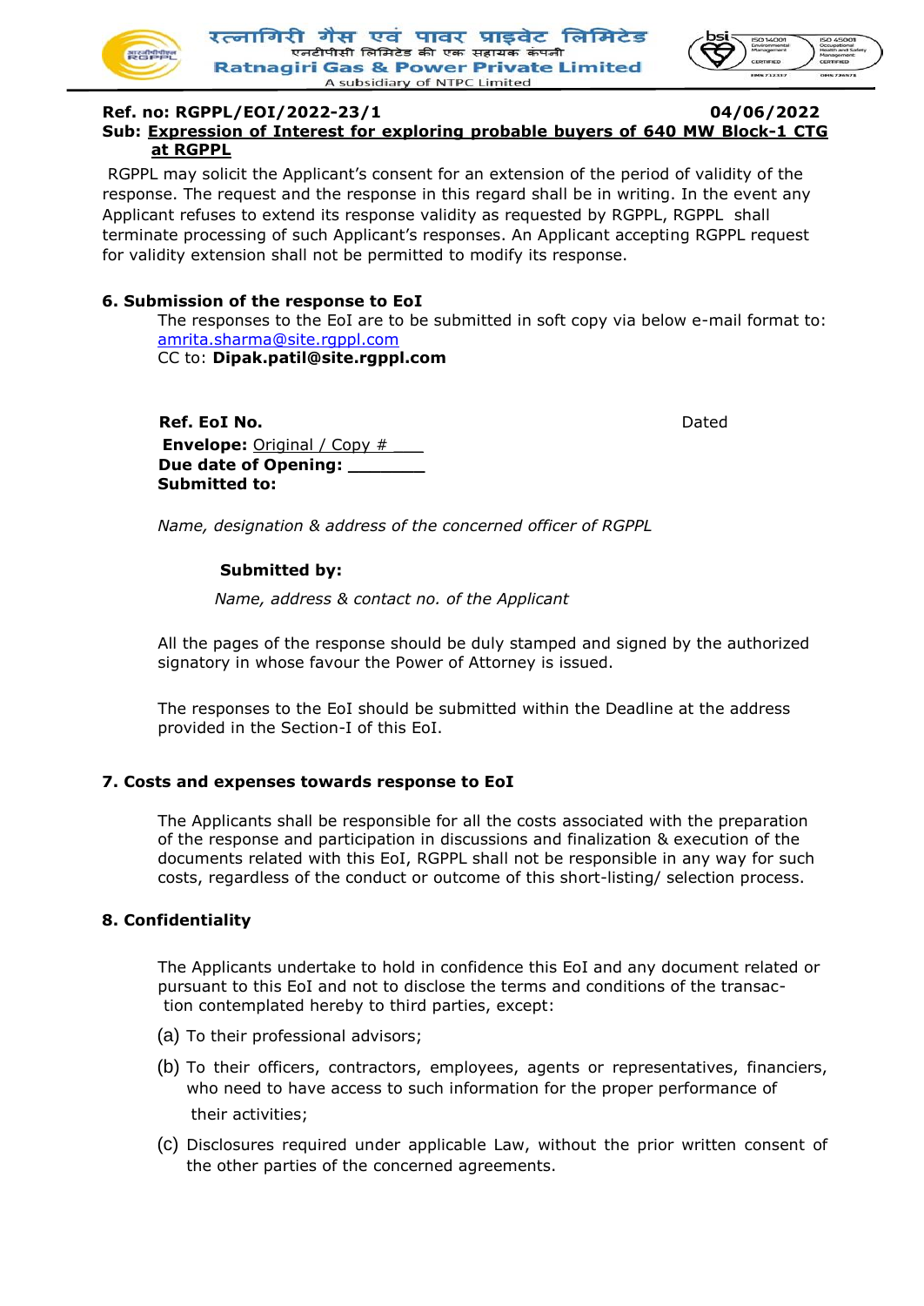**Ref. no: RGPPL/EOI/2022-23/1** **04/06/2022**

**Sub: Expression of Interest for exploring probable buyers of 640 MW Block-1 CTG at RGPPL**

RGPPL may solicit the Applicant's consent for an extension of the period of validity of the response. The request and the response in this regard shall be in writing. In the event any Applicant refuses to extend its response validity as requested by RGPPL, RGPPL shall terminate processing of such Applicant's responses. An Applicant accepting RGPPL request for validity extension shall not be permitted to modify its response.

**6. Submission of the response to EoI**

The responses to the EoI are to be submitted in soft copy via below e-mail format to: amrita.sharma@site.rgppl.com

CC to: **Dipak.patil@site.rgppl.com**

**Ref. EoI No.** Dated

**Envelope:** Original / Copy # ___

**Due date of Opening:** _______

**Submitted to:**

*Name, designation & address of the concerned officer of RGPPL*

**Submitted by:**

*Name, address & contact no. of the Applicant*

All the pages of the response should be duly stamped and signed by the authorized signatory in whose favour the Power of Attorney is issued.

The responses to the EoI should be submitted within the Deadline at the address provided in the Section-I of this EoI.

**7. Costs and expenses towards response to EoI**

The Applicants shall be responsible for all the costs associated with the preparation of the response and participation in discussions and finalization & execution of the documents related with this EoI, RGPPL shall not be responsible in any way for such costs, regardless of the conduct or outcome of this short-listing/ selection process.

**8. Confidentiality**

The Applicants undertake to hold in confidence this EoI and any document related or pursuant to this EoI and not to disclose the terms and conditions of the transaction contemplated hereby to third parties, except:

(a) To their professional advisors;

(b) To their officers, contractors, employees, agents or representatives, financiers, who need to have access to such information for the proper performance of their activities;

(c) Disclosures required under applicable Law, without the prior written consent of the other parties of the concerned agreements.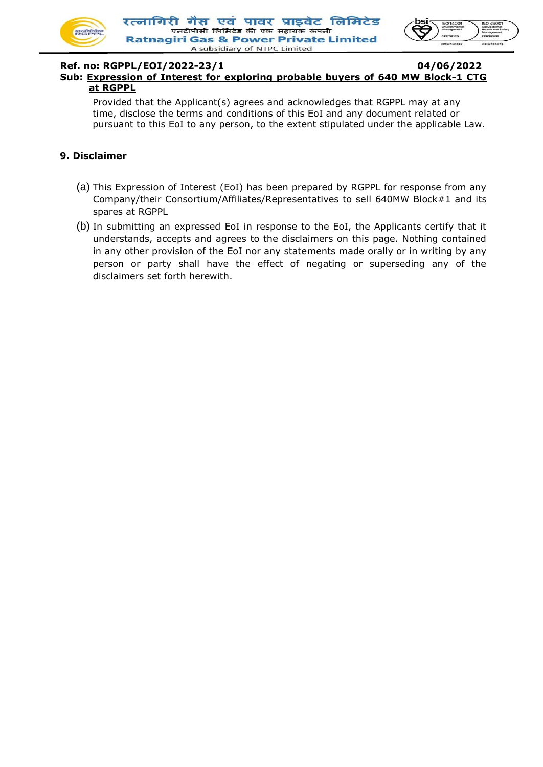Provided that the Applicant(s) agrees and acknowledges that RGPPL may at any time, disclose the terms and conditions of this EoI and any document related or pursuant to this EoI to any person, to the extent stipulated under the applicable Law.

## 9. Disclaimer

(a) This Expression of Interest (EoI) has been prepared by RGPPL for response from any Company/their Consortium/Affiliates/Representatives to sell 640MW Block#1 and its spares at RGPPL

(b) In submitting an expressed EoI in response to the EoI, the Applicants certify that it understands, accepts and agrees to the disclaimers on this page. Nothing contained in any other provision of the EoI nor any statements made orally or in writing by any person or party shall have the effect of negating or superseding any of the disclaimers set forth herewith.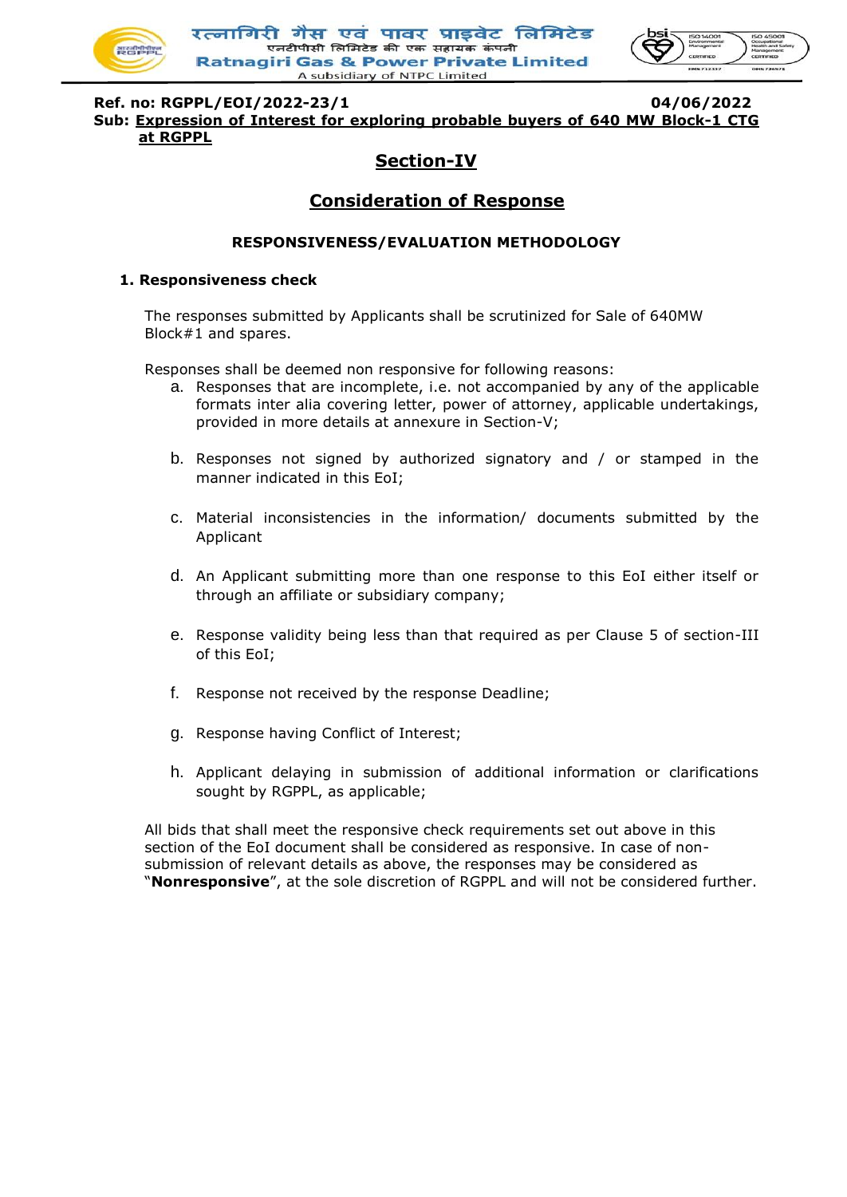**Ref. no: RGPPL/EOI/2022-23/1** **04/06/2022**

**Sub: Expression of Interest for exploring probable buyers of 640 MW Block-1 CTG at RGPPL**

# Section-IV

## Consideration of Response

### RESPONSIVENESS/EVALUATION METHODOLOGY

**1. Responsiveness check**

The responses submitted by Applicants shall be scrutinized for Sale of 640MW Block#1 and spares.

Responses shall be deemed non responsive for following reasons:

a. Responses that are incomplete, i.e. not accompanied by any of the applicable formats inter alia covering letter, power of attorney, applicable undertakings, provided in more details at annexure in Section-V;

b. Responses not signed by authorized signatory and / or stamped in the manner indicated in this EoI;

c. Material inconsistencies in the information/ documents submitted by the Applicant

d. An Applicant submitting more than one response to this EoI either itself or through an affiliate or subsidiary company;

e. Response validity being less than that required as per Clause 5 of section-III of this EoI;

f. Response not received by the response Deadline;

g. Response having Conflict of Interest;

h. Applicant delaying in submission of additional information or clarifications sought by RGPPL, as applicable;

All bids that shall meet the responsive check requirements set out above in this section of the EoI document shall be considered as responsive. In case of non-submission of relevant details as above, the responses may be considered as "**Nonresponsive**", at the sole discretion of RGPPL and will not be considered further.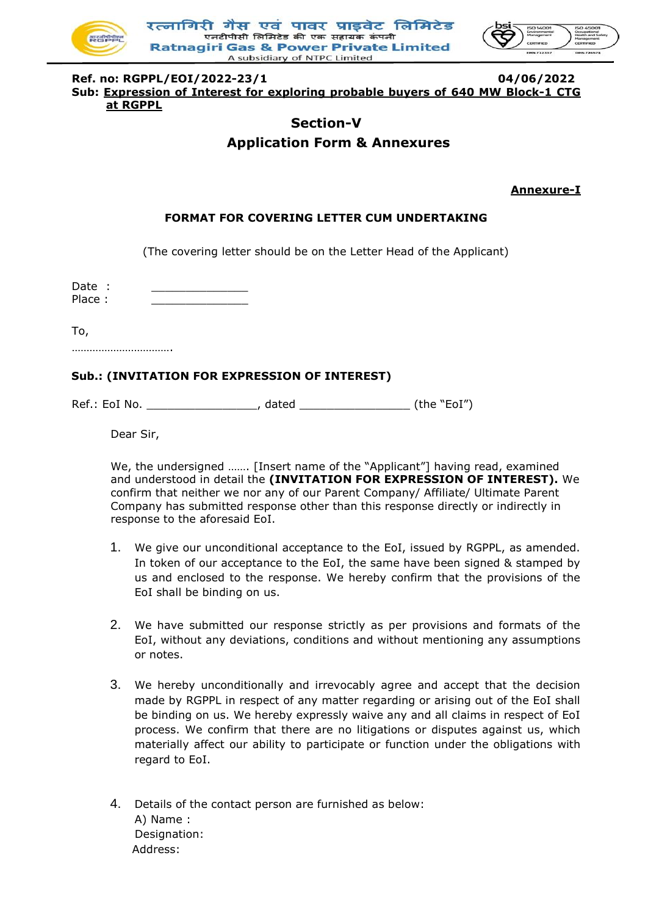**Ref. no: RGPPL/EOI/2022-23/1** **04/06/2022**

**Sub: Expression of Interest for exploring probable buyers of 640 MW Block-1 CTG at RGPPL**

## Section-V

## Application Form & Annexures

**Annexure-I**

### FORMAT FOR COVERING LETTER CUM UNDERTAKING

(The covering letter should be on the Letter Head of the Applicant)

Date : _______________

Place : _______________

To,

…………………………….

**Sub.: (INVITATION FOR EXPRESSION OF INTEREST)**

Ref.: EoI No. ________________, dated ________________ (the "EoI")

Dear Sir,

We, the undersigned ……. [Insert name of the "Applicant"] having read, examined and understood in detail the **(INVITATION FOR EXPRESSION OF INTEREST).** We confirm that neither we nor any of our Parent Company/ Affiliate/ Ultimate Parent Company has submitted response other than this response directly or indirectly in response to the aforesaid EoI.

1. We give our unconditional acceptance to the EoI, issued by RGPPL, as amended. In token of our acceptance to the EoI, the same have been signed & stamped by us and enclosed to the response. We hereby confirm that the provisions of the EoI shall be binding on us.

2. We have submitted our response strictly as per provisions and formats of the EoI, without any deviations, conditions and without mentioning any assumptions or notes.

3. We hereby unconditionally and irrevocably agree and accept that the decision made by RGPPL in respect of any matter regarding or arising out of the EoI shall be binding on us. We hereby expressly waive any and all claims in respect of EoI process. We confirm that there are no litigations or disputes against us, which materially affect our ability to participate or function under the obligations with regard to EoI.

4. Details of the contact person are furnished as below:
   A) Name :
   Designation:
   Address: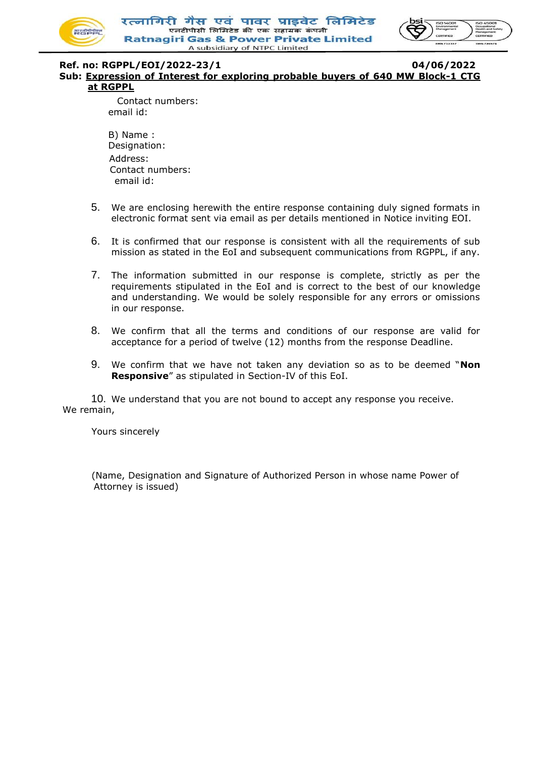**Ref. no: RGPPL/EOI/2022-23/1** **04/06/2022**

**Sub: Expression of Interest for exploring probable buyers of 640 MW Block-1 CTG at RGPPL**

Contact numbers:
email id:

B) Name :
Designation:
Address:
Contact numbers:
email id:

5. We are enclosing herewith the entire response containing duly signed formats in electronic format sent via email as per details mentioned in Notice inviting EOI.

6. It is confirmed that our response is consistent with all the requirements of sub mission as stated in the EoI and subsequent communications from RGPPL, if any.

7. The information submitted in our response is complete, strictly as per the requirements stipulated in the EoI and is correct to the best of our knowledge and understanding. We would be solely responsible for any errors or omissions in our response.

8. We confirm that all the terms and conditions of our response are valid for acceptance for a period of twelve (12) months from the response Deadline.

9. We confirm that we have not taken any deviation so as to be deemed "**Non Responsive**" as stipulated in Section-IV of this EoI.

10. We understand that you are not bound to accept any response you receive.

We remain,

Yours sincerely

(Name, Designation and Signature of Authorized Person in whose name Power of Attorney is issued)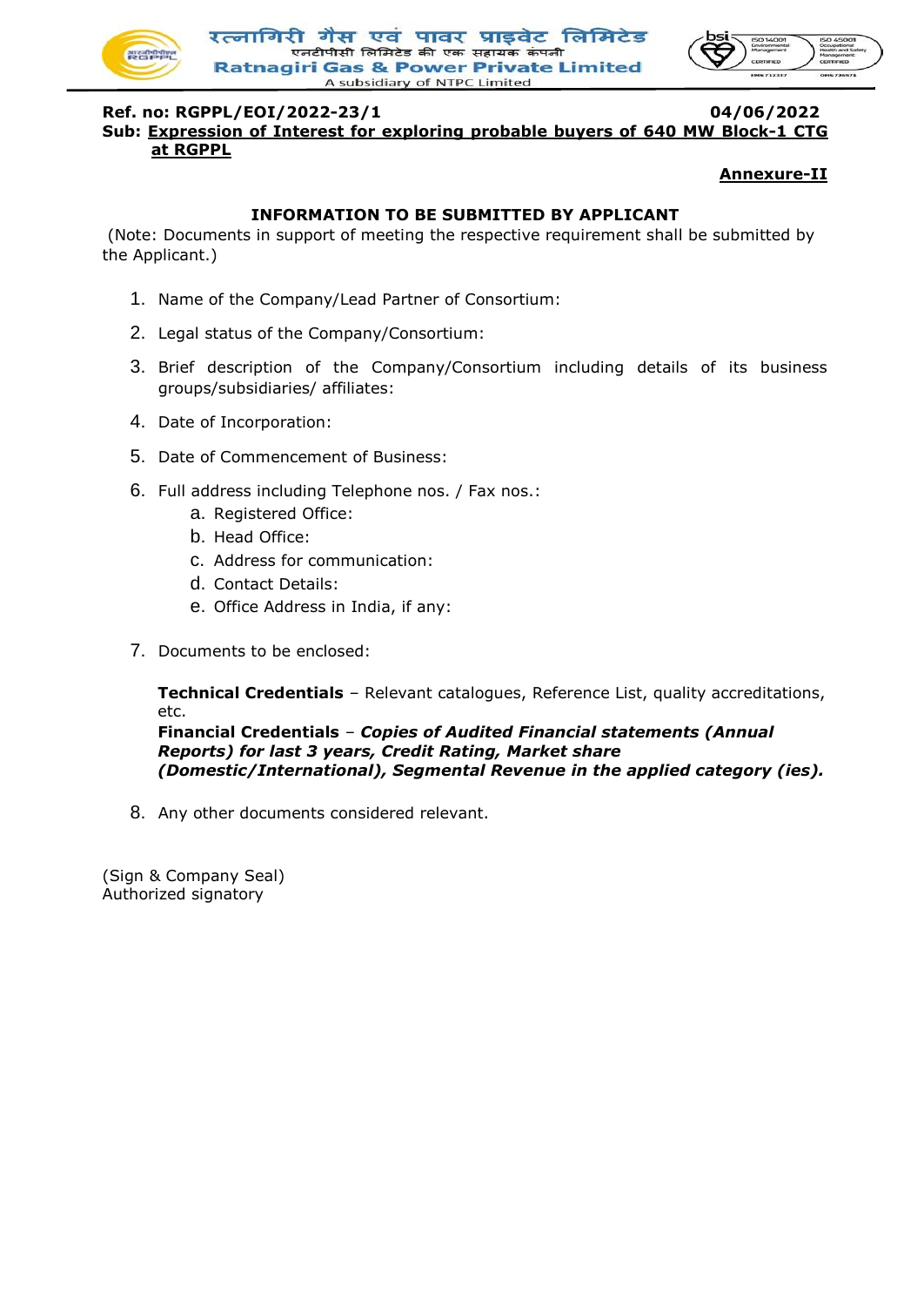**Ref. no: RGPPL/EOI/2022-23/1** **04/06/2022**

**Sub: Expression of Interest for exploring probable buyers of 640 MW Block-1 CTG at RGPPL**

**Annexure-II**

## INFORMATION TO BE SUBMITTED BY APPLICANT

(Note: Documents in support of meeting the respective requirement shall be submitted by the Applicant.)

1. Name of the Company/Lead Partner of Consortium:
2. Legal status of the Company/Consortium:
3. Brief description of the Company/Consortium including details of its business groups/subsidiaries/ affiliates:
4. Date of Incorporation:
5. Date of Commencement of Business:
6. Full address including Telephone nos. / Fax nos.:
   a. Registered Office:
   b. Head Office:
   c. Address for communication:
   d. Contact Details:
   e. Office Address in India, if any:
7. Documents to be enclosed:

   **Technical Credentials** – Relevant catalogues, Reference List, quality accreditations, etc.
   **Financial Credentials** – ***Copies of Audited Financial statements (Annual Reports) for last 3 years, Credit Rating, Market share (Domestic/International), Segmental Revenue in the applied category (ies).***

8. Any other documents considered relevant.

(Sign & Company Seal)
Authorized signatory